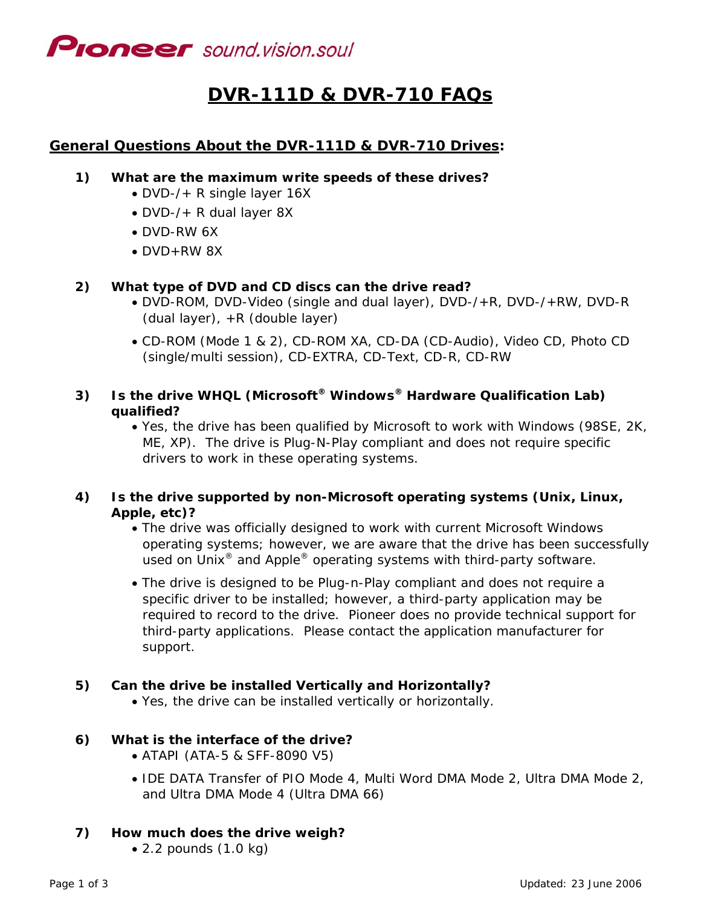Pioneer sound.vision.soul

# DVR-111D & DVR-710 FAQs

## General Questions About the DVR-111D & DVR-710 Drives:

**1) What are the maximum write speeds of these drives?**

- DVD-/+ R single layer 16X
- DVD-/+ R dual layer 8X
- DVD-RW 6X
- DVD+RW 8X

**2) What type of DVD and CD discs can the drive read?**

- DVD-ROM, DVD-Video (single and dual layer), DVD-/+R, DVD-/+RW, DVD-R (dual layer), +R (double layer)
- CD-ROM (Mode 1 & 2), CD-ROM XA, CD-DA (CD-Audio), Video CD, Photo CD (single/multi session), CD-EXTRA, CD-Text, CD-R, CD-RW

**3) Is the drive WHQL (Microsoft® Windows® Hardware Qualification Lab) qualified?**

- Yes, the drive has been qualified by Microsoft to work with Windows (98SE, 2K, ME, XP). The drive is Plug-N-Play compliant and does not require specific drivers to work in these operating systems.

**4) Is the drive supported by non-Microsoft operating systems (Unix, Linux, Apple, etc)?**

- The drive was officially designed to work with current Microsoft Windows operating systems; however, we are aware that the drive has been successfully used on Unix® and Apple® operating systems with third-party software.
- The drive is designed to be Plug-n-Play compliant and does not require a specific driver to be installed; however, a third-party application may be required to record to the drive. Pioneer does no provide technical support for third-party applications. Please contact the application manufacturer for support.

**5) Can the drive be installed Vertically and Horizontally?**

- Yes, the drive can be installed vertically or horizontally.

**6) What is the interface of the drive?**

- ATAPI (ATA-5 & SFF-8090 V5)
- IDE DATA Transfer of PIO Mode 4, Multi Word DMA Mode 2, Ultra DMA Mode 2, and Ultra DMA Mode 4 (Ultra DMA 66)

**7) How much does the drive weigh?**

- 2.2 pounds (1.0 kg)

Updated: 23 June 2006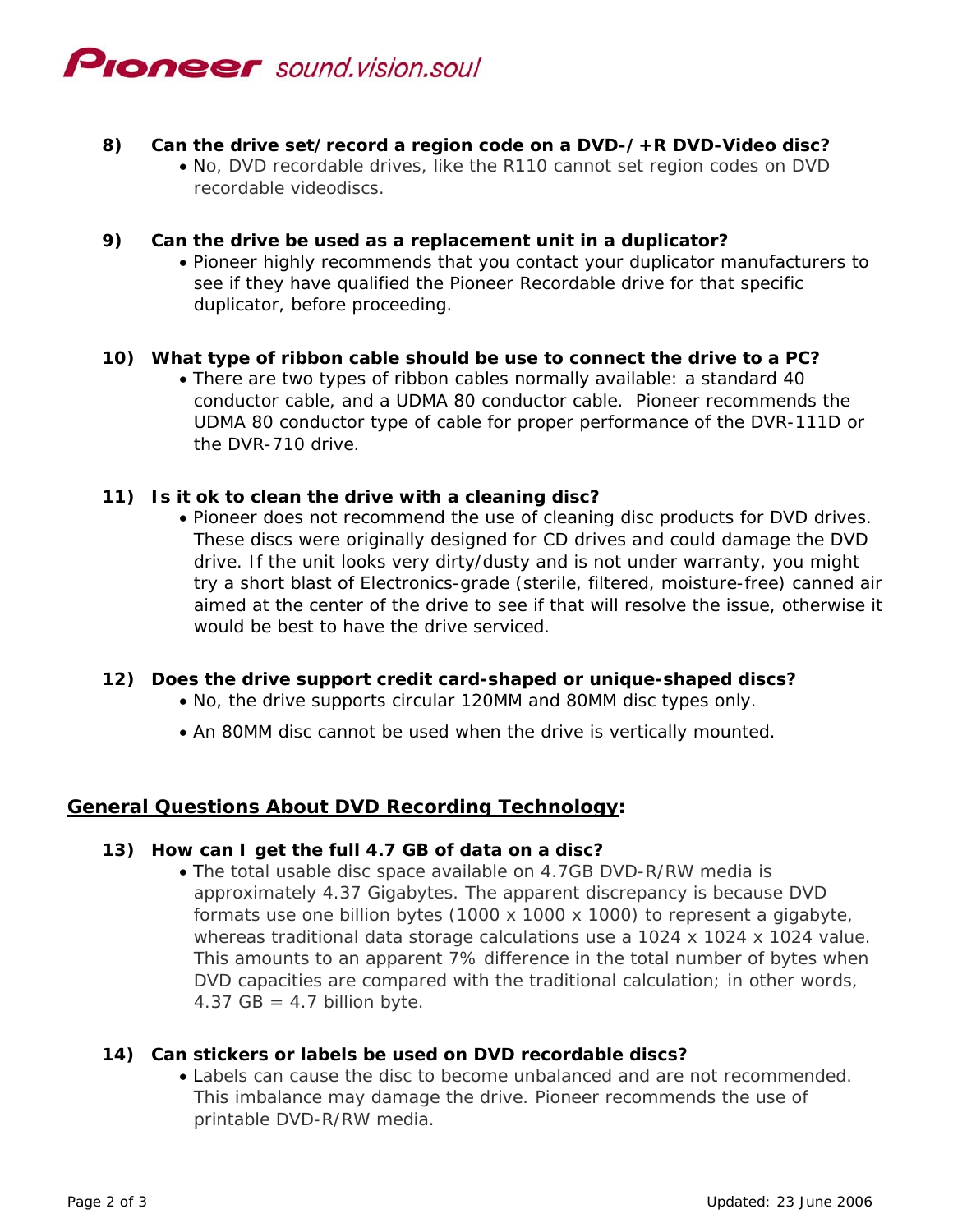**8) Can the drive set/record a region code on a DVD-/+R DVD-Video disc?**

- No, DVD recordable drives, like the R110 cannot set region codes on DVD recordable videodiscs.

**9) Can the drive be used as a replacement unit in a duplicator?**

- Pioneer highly recommends that you contact your duplicator manufacturers to see if they have qualified the Pioneer Recordable drive for that specific duplicator, before proceeding.

**10) What type of ribbon cable should be use to connect the drive to a PC?**

- There are two types of ribbon cables normally available: a standard 40 conductor cable, and a UDMA 80 conductor cable. Pioneer recommends the UDMA 80 conductor type of cable for proper performance of the DVR-111D or the DVR-710 drive.

**11) Is it ok to clean the drive with a cleaning disc?**

- Pioneer does not recommend the use of cleaning disc products for DVD drives. These discs were originally designed for CD drives and could damage the DVD drive. If the unit looks very dirty/dusty and is not under warranty, you might try a short blast of Electronics-grade (sterile, filtered, moisture-free) canned air aimed at the center of the drive to see if that will resolve the issue, otherwise it would be best to have the drive serviced.

**12) Does the drive support credit card-shaped or unique-shaped discs?**

- No, the drive supports circular 120MM and 80MM disc types only.
- An 80MM disc cannot be used when the drive is vertically mounted.

## <u>General Questions About DVD Recording Technology</u>:

**13) How can I get the full 4.7 GB of data on a disc?**

- The total usable disc space available on 4.7GB DVD-R/RW media is approximately 4.37 Gigabytes. The apparent discrepancy is because DVD formats use one billion bytes (1000 x 1000 x 1000) to represent a gigabyte, whereas traditional data storage calculations use a 1024 x 1024 x 1024 value. This amounts to an apparent 7% difference in the total number of bytes when DVD capacities are compared with the traditional calculation; in other words, 4.37 GB = 4.7 billion byte.

**14) Can stickers or labels be used on DVD recordable discs?**

- Labels can cause the disc to become unbalanced and are not recommended. This imbalance may damage the drive. Pioneer recommends the use of printable DVD-R/RW media.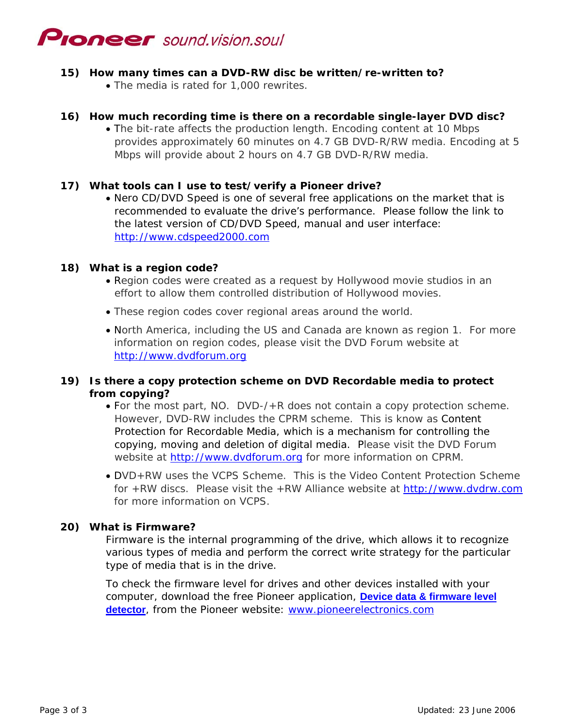**15) How many times can a DVD-RW disc be written/re-written to?**

- The media is rated for 1,000 rewrites.

**16) How much recording time is there on a recordable single-layer DVD disc?**

- The bit-rate affects the production length. Encoding content at 10 Mbps provides approximately 60 minutes on 4.7 GB DVD-R/RW media. Encoding at 5 Mbps will provide about 2 hours on 4.7 GB DVD-R/RW media.

**17) What tools can I use to test/verify a Pioneer drive?**

- Nero CD/DVD Speed is one of several free applications on the market that is recommended to evaluate the drive's performance. Please follow the link to the latest version of CD/DVD Speed, manual and user interface: http://www.cdspeed2000.com

**18) What is a region code?**

- Region codes were created as a request by Hollywood movie studios in an effort to allow them controlled distribution of Hollywood movies.
- These region codes cover regional areas around the world.
- North America, including the US and Canada are known as region 1. For more information on region codes, please visit the DVD Forum website at http://www.dvdforum.org

**19) Is there a copy protection scheme on DVD Recordable media to protect from copying?**

- For the most part, NO. DVD-/+R does not contain a copy protection scheme. However, DVD-RW includes the CPRM scheme. This is know as Content Protection for Recordable Media, which is a mechanism for controlling the copying, moving and deletion of digital media. Please visit the DVD Forum website at http://www.dvdforum.org for more information on CPRM.
- DVD+RW uses the VCPS Scheme. This is the Video Content Protection Scheme for +RW discs. Please visit the +RW Alliance website at http://www.dvdrw.com for more information on VCPS.

**20) What is Firmware?**

Firmware is the internal programming of the drive, which allows it to recognize various types of media and perform the correct write strategy for the particular type of media that is in the drive.

To check the firmware level for drives and other devices installed with your computer, download the free Pioneer application, **Device data & firmware level detector**, from the Pioneer website: www.pioneerelectronics.com

Updated: 23 June 2006